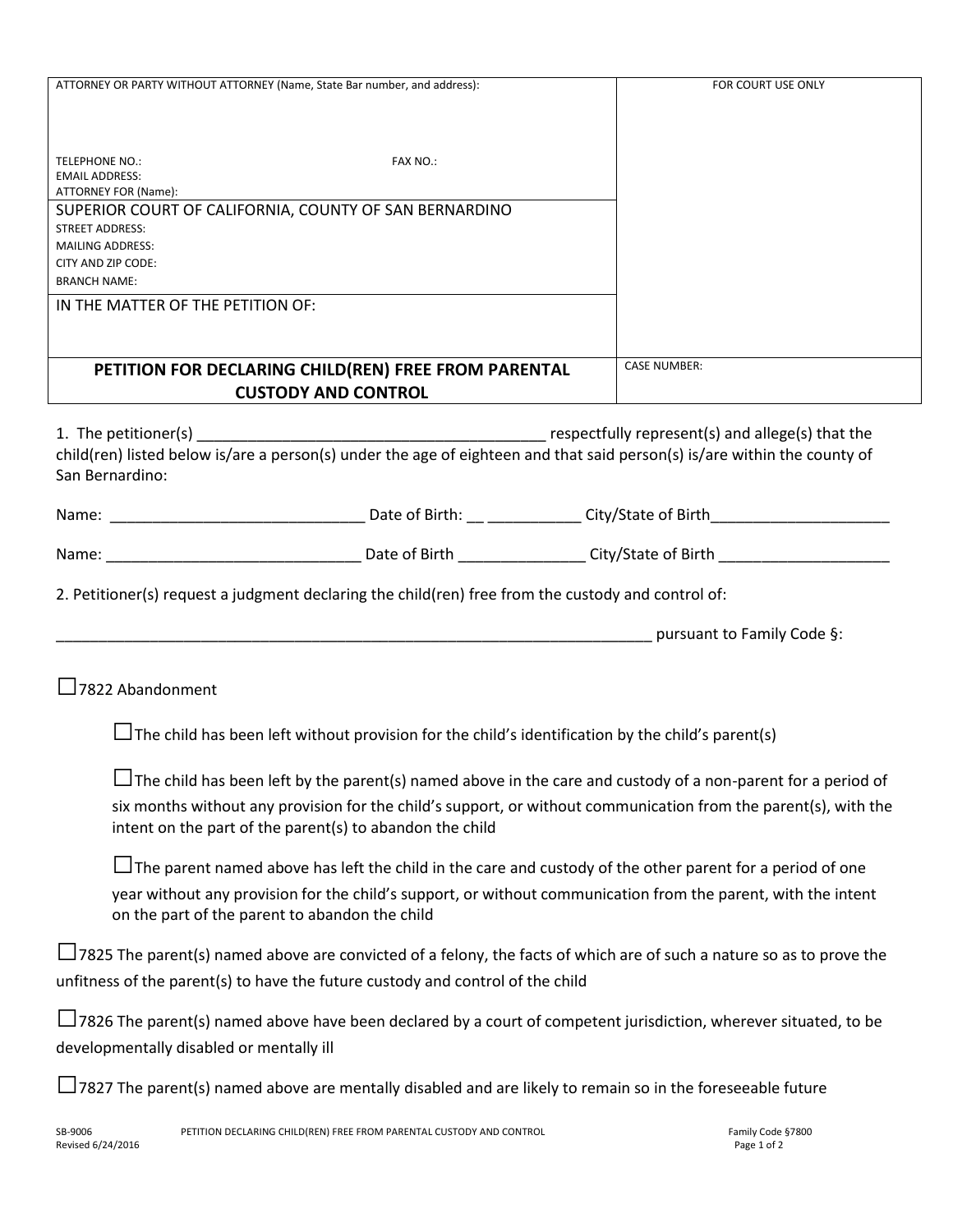| ATTORNEY OR PARTY WITHOUT ATTORNEY (Name, State Bar number, and address): | FOR COURT USE ONLY |
| --- | --- |
| TELEPHONE NO.: FAX NO.:<br>EMAIL ADDRESS:<br>ATTORNEY FOR (Name): | |
| SUPERIOR COURT OF CALIFORNIA, COUNTY OF SAN BERNARDINO<br>STREET ADDRESS:<br>MAILING ADDRESS:<br>CITY AND ZIP CODE:<br>BRANCH NAME: | |
| IN THE MATTER OF THE PETITION OF: | |
| **PETITION FOR DECLARING CHILD(REN) FREE FROM PARENTAL CUSTODY AND CONTROL** | CASE NUMBER: |

1. The petitioner(s) ________________________________________ respectfully represent(s) and allege(s) that the child(ren) listed below is/are a person(s) under the age of eighteen and that said person(s) is/are within the county of San Bernardino:

Name: _____________________________ Date of Birth: __ ___________ City/State of Birth_____________________

Name: _____________________________ Date of Birth _______________ City/State of Birth ____________________

2. Petitioner(s) request a judgment declaring the child(ren) free from the custody and control of:

_________________________________________________________________________ pursuant to Family Code §:

☐7822 Abandonment

- ☐The child has been left without provision for the child's identification by the child's parent(s)
- ☐The child has been left by the parent(s) named above in the care and custody of a non-parent for a period of six months without any provision for the child's support, or without communication from the parent(s), with the intent on the part of the parent(s) to abandon the child
- ☐The parent named above has left the child in the care and custody of the other parent for a period of one year without any provision for the child's support, or without communication from the parent, with the intent on the part of the parent to abandon the child

☐7825 The parent(s) named above are convicted of a felony, the facts of which are of such a nature so as to prove the unfitness of the parent(s) to have the future custody and control of the child

☐7826 The parent(s) named above have been declared by a court of competent jurisdiction, wherever situated, to be developmentally disabled or mentally ill

☐7827 The parent(s) named above are mentally disabled and are likely to remain so in the foreseeable future

SB-9006 Revised 6/24/2016 PETITION DECLARING CHILD(REN) FREE FROM PARENTAL CUSTODY AND CONTROL Family Code §7800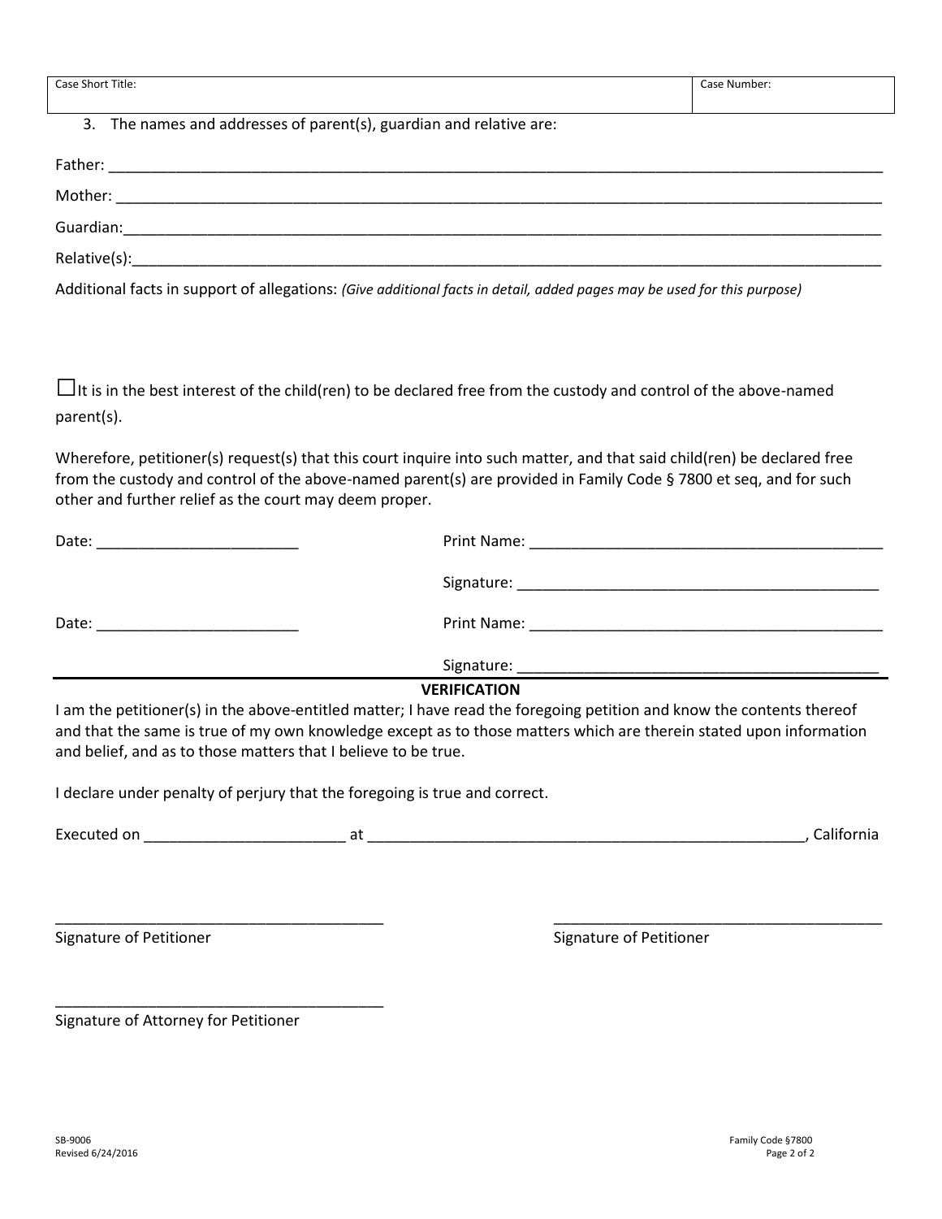| Case Short Title: | Case Number: |
| --- | --- |
| | |

3. The names and addresses of parent(s), guardian and relative are:

Father: ______________________________________________________________________________

Mother: ______________________________________________________________________________

Guardian: ______________________________________________________________________________

Relative(s): ______________________________________________________________________________

Additional facts in support of allegations: *(Give additional facts in detail, added pages may be used for this purpose)*

☐ It is in the best interest of the child(ren) to be declared free from the custody and control of the above-named parent(s).

Wherefore, petitioner(s) request(s) that this court inquire into such matter, and that said child(ren) be declared free from the custody and control of the above-named parent(s) are provided in Family Code § 7800 et seq, and for such other and further relief as the court may deem proper.

Date: ________________________ Print Name: ____________________________________________

Signature: ____________________________________________

Date: ________________________ Print Name: ____________________________________________

Signature: ____________________________________________

**VERIFICATION**

I am the petitioner(s) in the above-entitled matter; I have read the foregoing petition and know the contents thereof and that the same is true of my own knowledge except as to those matters which are therein stated upon information and belief, and as to those matters that I believe to be true.

I declare under penalty of perjury that the foregoing is true and correct.

Executed on ________________________ at ______________________________________________________, California

_______________________________________
Signature of Petitioner

_______________________________________
Signature of Petitioner

_______________________________________
Signature of Attorney for Petitioner

SB-9006
Revised 6/24/2016

Family Code §7800